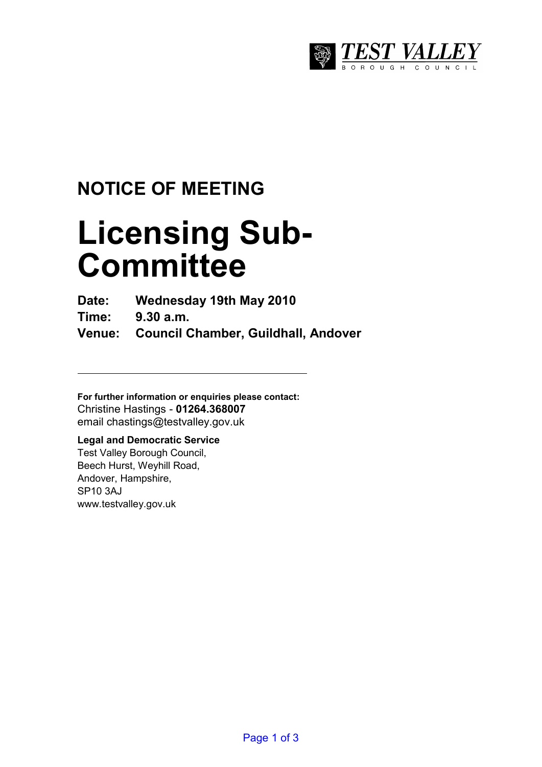TEST VALLEY
BOROUGH COUNCIL

## NOTICE OF MEETING

# Licensing Sub-Committee

**Date:** **Wednesday 19th May 2010**

**Time:** **9.30 a.m.**

**Venue:** **Council Chamber, Guildhall, Andover**

---

**For further information or enquiries please contact:**
Christine Hastings - **01264.368007**
email chastings@testvalley.gov.uk

**Legal and Democratic Service**
Test Valley Borough Council,
Beech Hurst, Weyhill Road,
Andover, Hampshire,
SP10 3AJ
www.testvalley.gov.uk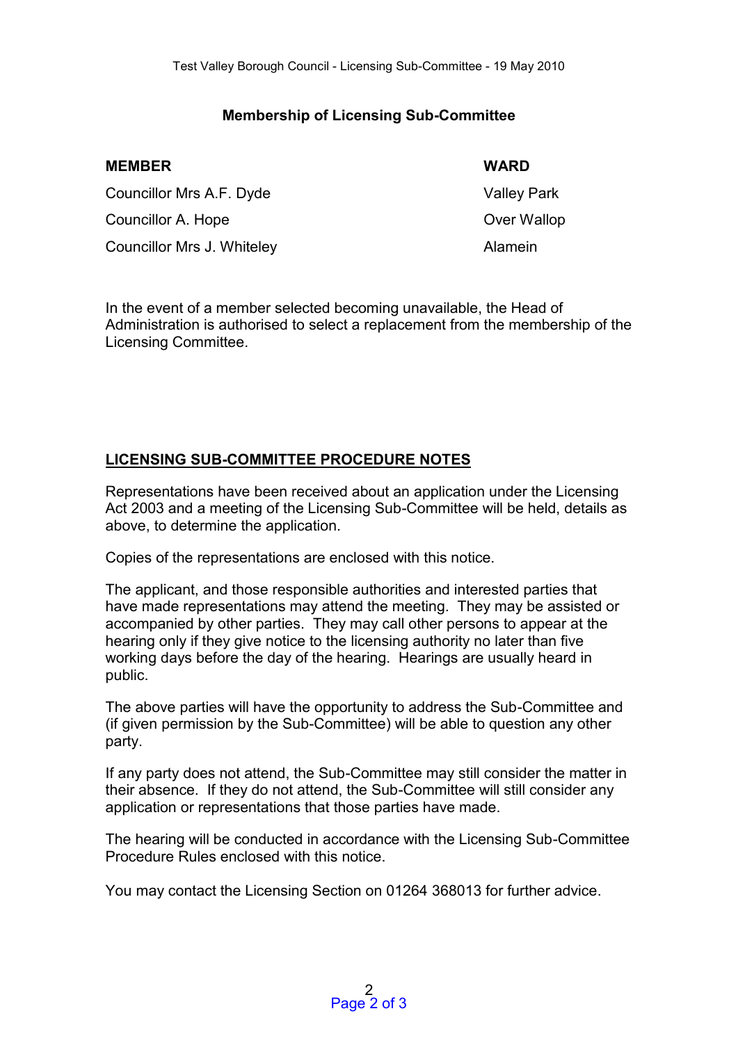## Membership of Licensing Sub-Committee

| MEMBER | WARD |
|---|---|
| Councillor Mrs A.F. Dyde | Valley Park |
| Councillor A. Hope | Over Wallop |
| Councillor Mrs J. Whiteley | Alamein |

In the event of a member selected becoming unavailable, the Head of Administration is authorised to select a replacement from the membership of the Licensing Committee.

## LICENSING SUB-COMMITTEE PROCEDURE NOTES

Representations have been received about an application under the Licensing Act 2003 and a meeting of the Licensing Sub-Committee will be held, details as above, to determine the application.

Copies of the representations are enclosed with this notice.

The applicant, and those responsible authorities and interested parties that have made representations may attend the meeting. They may be assisted or accompanied by other parties. They may call other persons to appear at the hearing only if they give notice to the licensing authority no later than five working days before the day of the hearing. Hearings are usually heard in public.

The above parties will have the opportunity to address the Sub-Committee and (if given permission by the Sub-Committee) will be able to question any other party.

If any party does not attend, the Sub-Committee may still consider the matter in their absence. If they do not attend, the Sub-Committee will still consider any application or representations that those parties have made.

The hearing will be conducted in accordance with the Licensing Sub-Committee Procedure Rules enclosed with this notice.

You may contact the Licensing Section on 01264 368013 for further advice.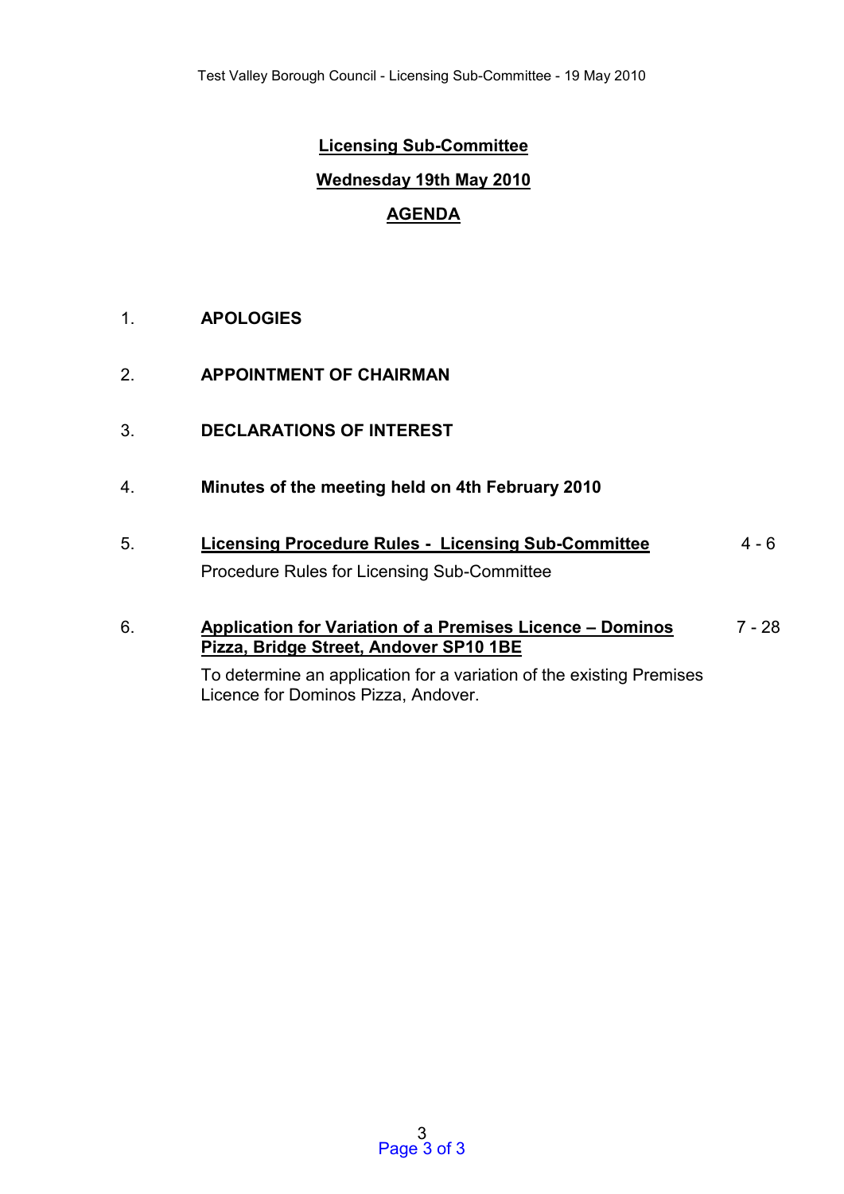# Licensing Sub-Committee

## Wednesday 19th May 2010

## AGENDA

1. **APOLOGIES**

2. **APPOINTMENT OF CHAIRMAN**

3. **DECLARATIONS OF INTEREST**

4. **Minutes of the meeting held on 4th February 2010**

5. **Licensing Procedure Rules - Licensing Sub-Committee** 4 - 6

   Procedure Rules for Licensing Sub-Committee

6. **Application for Variation of a Premises Licence – Dominos Pizza, Bridge Street, Andover SP10 1BE** 7 - 28

   To determine an application for a variation of the existing Premises Licence for Dominos Pizza, Andover.